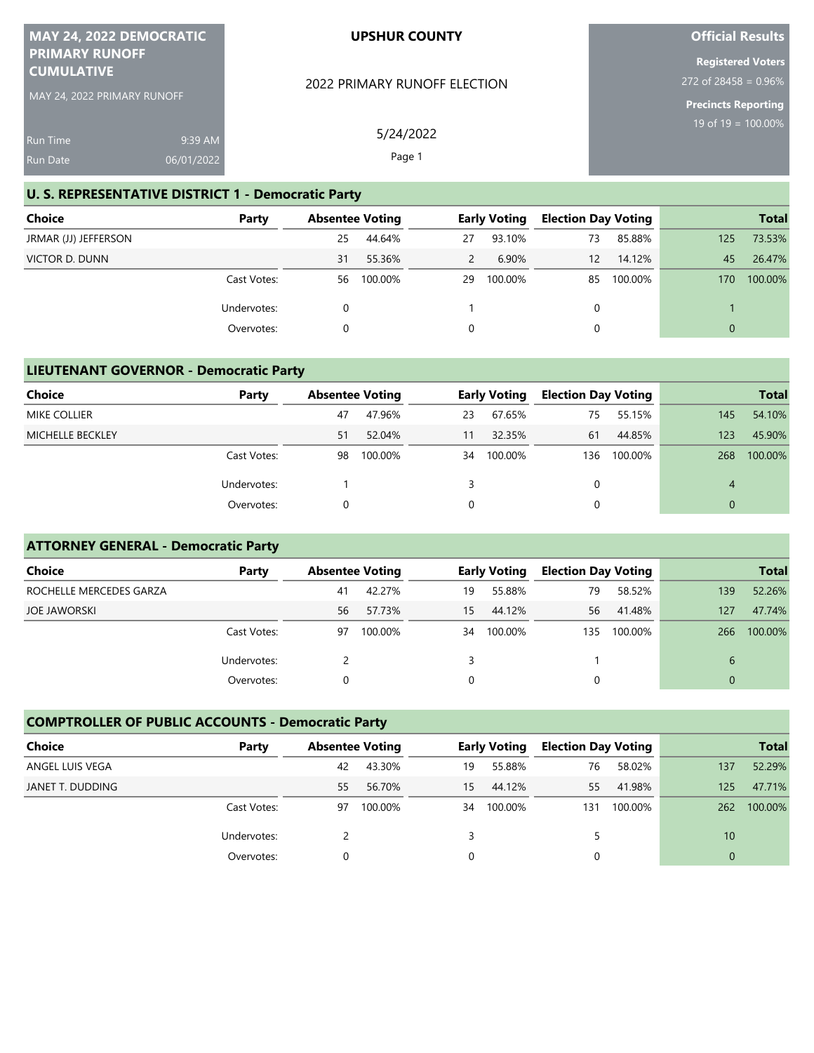**MAY 24, 2022 DEMOCRATIC PRIMARY RUNOFF CUMULATIVE**

MAY 24, 2022 PRIMARY RUNOFF

Run Time 9:39 AM

Run Date 06/01/2022

**UPSHUR COUNTY**

2022 PRIMARY RUNOFF ELECTION

5/24/2022

**Official Results**

**Registered Voters**
272 of 28458 = 0.96%

**Precincts Reporting**
19 of 19 = 100.00%

## U. S. REPRESENTATIVE DISTRICT 1 - Democratic Party

| Choice | Party | Absentee Voting | | Early Voting | | Election Day Voting | | Total | |
|---|---|---|---|---|---|---|---|---|---|
| JRMAR (JJ) JEFFERSON | | 25 | 44.64% | 27 | 93.10% | 73 | 85.88% | 125 | 73.53% |
| VICTOR D. DUNN | | 31 | 55.36% | 2 | 6.90% | 12 | 14.12% | 45 | 26.47% |
| | Cast Votes: | 56 | 100.00% | 29 | 100.00% | 85 | 100.00% | 170 | 100.00% |
| | Undervotes: | 0 | | 1 | | 0 | | 1 | |
| | Overvotes: | 0 | | 0 | | 0 | | 0 | |

## LIEUTENANT GOVERNOR - Democratic Party

| Choice | Party | Absentee Voting | | Early Voting | | Election Day Voting | | Total | |
|---|---|---|---|---|---|---|---|---|---|
| MIKE COLLIER | | 47 | 47.96% | 23 | 67.65% | 75 | 55.15% | 145 | 54.10% |
| MICHELLE BECKLEY | | 51 | 52.04% | 11 | 32.35% | 61 | 44.85% | 123 | 45.90% |
| | Cast Votes: | 98 | 100.00% | 34 | 100.00% | 136 | 100.00% | 268 | 100.00% |
| | Undervotes: | 1 | | 3 | | 0 | | 4 | |
| | Overvotes: | 0 | | 0 | | 0 | | 0 | |

## ATTORNEY GENERAL - Democratic Party

| Choice | Party | Absentee Voting | | Early Voting | | Election Day Voting | | Total | |
|---|---|---|---|---|---|---|---|---|---|
| ROCHELLE MERCEDES GARZA | | 41 | 42.27% | 19 | 55.88% | 79 | 58.52% | 139 | 52.26% |
| JOE JAWORSKI | | 56 | 57.73% | 15 | 44.12% | 56 | 41.48% | 127 | 47.74% |
| | Cast Votes: | 97 | 100.00% | 34 | 100.00% | 135 | 100.00% | 266 | 100.00% |
| | Undervotes: | 2 | | 3 | | 1 | | 6 | |
| | Overvotes: | 0 | | 0 | | 0 | | 0 | |

## COMPTROLLER OF PUBLIC ACCOUNTS - Democratic Party

| Choice | Party | Absentee Voting | | Early Voting | | Election Day Voting | | Total | |
|---|---|---|---|---|---|---|---|---|---|
| ANGEL LUIS VEGA | | 42 | 43.30% | 19 | 55.88% | 76 | 58.02% | 137 | 52.29% |
| JANET T. DUDDING | | 55 | 56.70% | 15 | 44.12% | 55 | 41.98% | 125 | 47.71% |
| | Cast Votes: | 97 | 100.00% | 34 | 100.00% | 131 | 100.00% | 262 | 100.00% |
| | Undervotes: | 2 | | 3 | | 5 | | 10 | |
| | Overvotes: | 0 | | 0 | | 0 | | 0 | |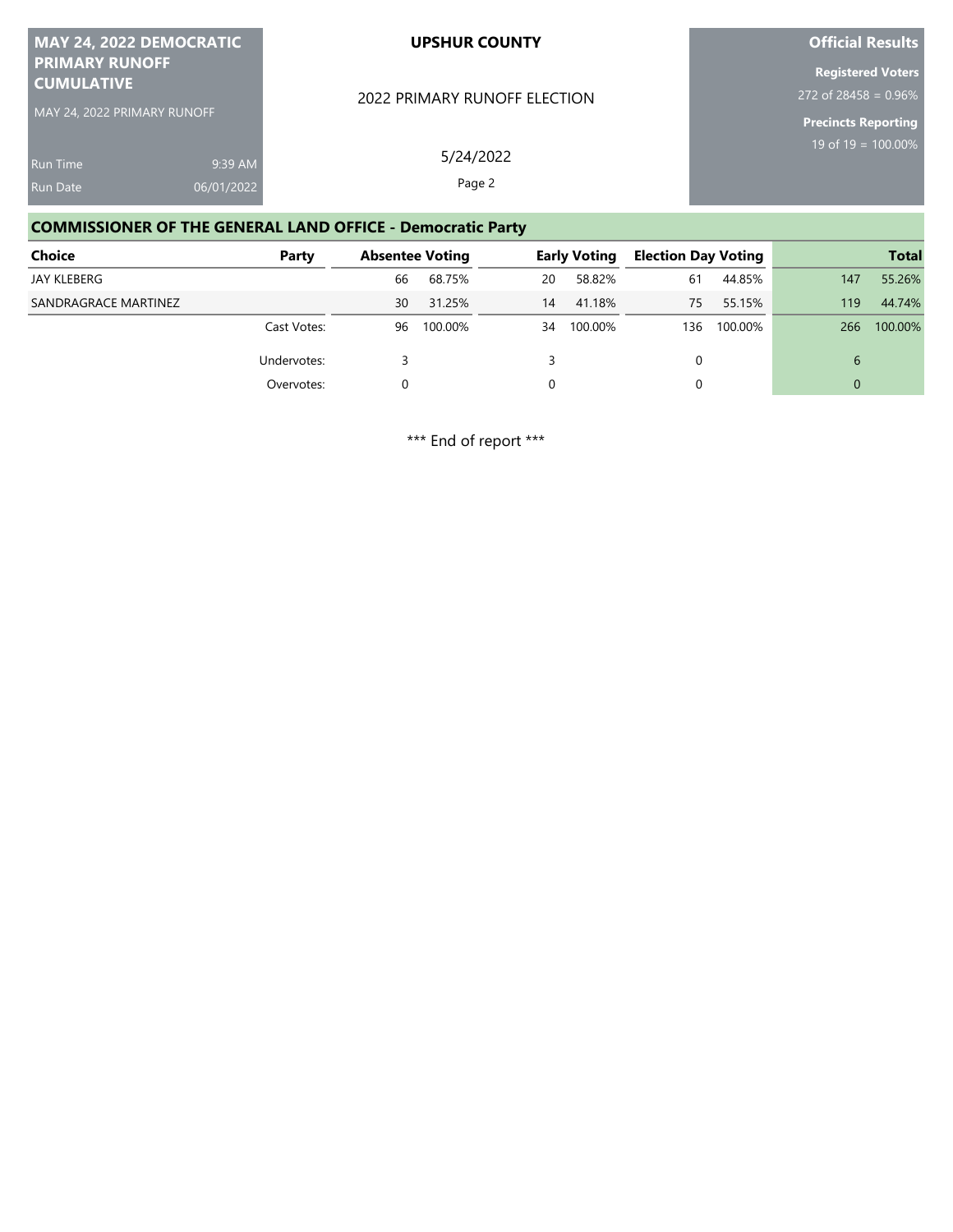**MAY 24, 2022 DEMOCRATIC PRIMARY RUNOFF CUMULATIVE**

MAY 24, 2022 PRIMARY RUNOFF

Run Time 9:39 AM
Run Date 06/01/2022

**UPSHUR COUNTY**

2022 PRIMARY RUNOFF ELECTION

5/24/2022

**Official Results**

**Registered Voters**
272 of 28458 = 0.96%

**Precincts Reporting**
19 of 19 = 100.00%

## COMMISSIONER OF THE GENERAL LAND OFFICE - Democratic Party

| Choice | Party | Absentee Voting | | Early Voting | | Election Day Voting | | Total | |
|---|---|---|---|---|---|---|---|---|---|
| JAY KLEBERG | | 66 | 68.75% | 20 | 58.82% | 61 | 44.85% | 147 | 55.26% |
| SANDRAGRACE MARTINEZ | | 30 | 31.25% | 14 | 41.18% | 75 | 55.15% | 119 | 44.74% |
| | Cast Votes: | 96 | 100.00% | 34 | 100.00% | 136 | 100.00% | 266 | 100.00% |
| | Undervotes: | 3 | | 3 | | 0 | | 6 | |
| | Overvotes: | 0 | | 0 | | 0 | | 0 | |

*** End of report ***